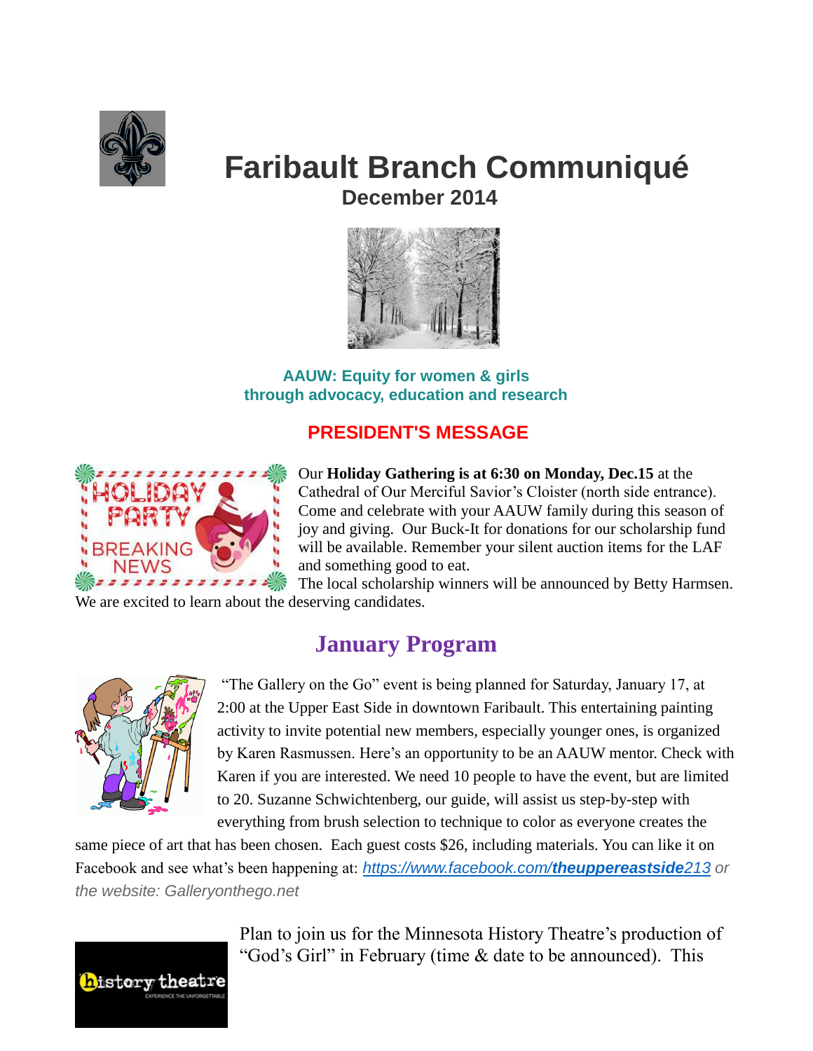# Faribault Branch Communiqué

**December 2014**

**AAUW: Equity for women & girls through advocacy, education and research**

## PRESIDENT'S MESSAGE

Our **Holiday Gathering is at 6:30 on Monday, Dec.15** at the Cathedral of Our Merciful Savior's Cloister (north side entrance). Come and celebrate with your AAUW family during this season of joy and giving. Our Buck-It for donations for our scholarship fund will be available. Remember your silent auction items for the LAF and something good to eat.

The local scholarship winners will be announced by Betty Harmsen. We are excited to learn about the deserving candidates.

## January Program

"The Gallery on the Go" event is being planned for Saturday, January 17, at 2:00 at the Upper East Side in downtown Faribault. This entertaining painting activity to invite potential new members, especially younger ones, is organized by Karen Rasmussen. Here's an opportunity to be an AAUW mentor. Check with Karen if you are interested. We need 10 people to have the event, but are limited to 20. Suzanne Schwichtenberg, our guide, will assist us step-by-step with everything from brush selection to technique to color as everyone creates the same piece of art that has been chosen. Each guest costs $26, including materials. You can like it on Facebook and see what's been happening at: *https://www.facebook.com/**theuppereastside**213 or the website: Galleryonthego.net*

Plan to join us for the Minnesota History Theatre's production of "God's Girl" in February (time & date to be announced). This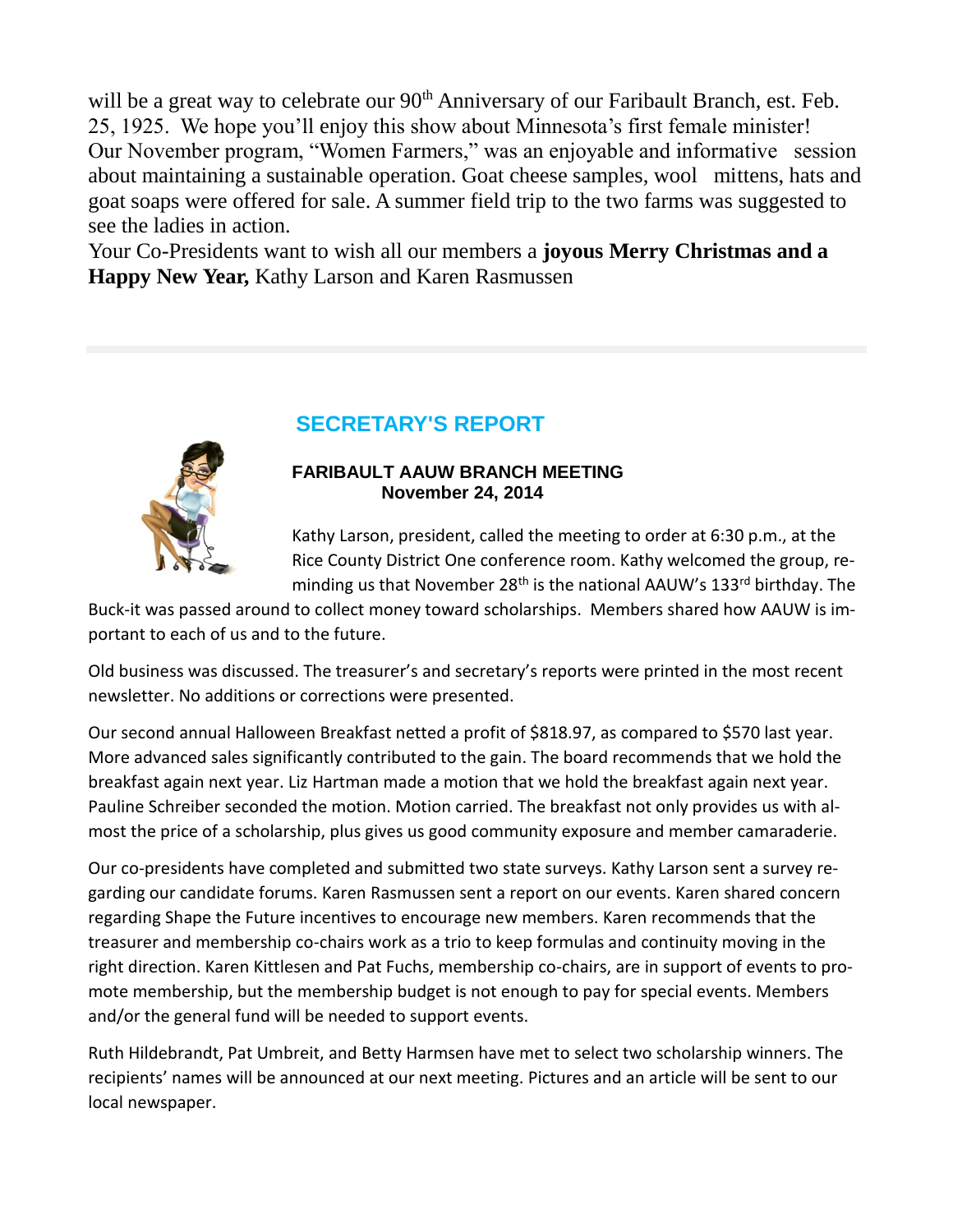will be a great way to celebrate our 90th Anniversary of our Faribault Branch, est. Feb. 25, 1925. We hope you'll enjoy this show about Minnesota's first female minister!
Our November program, "Women Farmers," was an enjoyable and informative session about maintaining a sustainable operation. Goat cheese samples, wool mittens, hats and goat soaps were offered for sale. A summer field trip to the two farms was suggested to see the ladies in action.
Your Co-Presidents want to wish all our members a **joyous Merry Christmas and a Happy New Year,** Kathy Larson and Karen Rasmussen

## SECRETARY'S REPORT

**FARIBAULT AAUW BRANCH MEETING**
**November 24, 2014**

Kathy Larson, president, called the meeting to order at 6:30 p.m., at the Rice County District One conference room. Kathy welcomed the group, reminding us that November 28th is the national AAUW's 133rd birthday. The Buck-it was passed around to collect money toward scholarships. Members shared how AAUW is important to each of us and to the future.

Old business was discussed. The treasurer's and secretary's reports were printed in the most recent newsletter. No additions or corrections were presented.

Our second annual Halloween Breakfast netted a profit of $818.97, as compared to $570 last year. More advanced sales significantly contributed to the gain. The board recommends that we hold the breakfast again next year. Liz Hartman made a motion that we hold the breakfast again next year. Pauline Schreiber seconded the motion. Motion carried. The breakfast not only provides us with almost the price of a scholarship, plus gives us good community exposure and member camaraderie.

Our co-presidents have completed and submitted two state surveys. Kathy Larson sent a survey regarding our candidate forums. Karen Rasmussen sent a report on our events. Karen shared concern regarding Shape the Future incentives to encourage new members. Karen recommends that the treasurer and membership co-chairs work as a trio to keep formulas and continuity moving in the right direction. Karen Kittlesen and Pat Fuchs, membership co-chairs, are in support of events to promote membership, but the membership budget is not enough to pay for special events. Members and/or the general fund will be needed to support events.

Ruth Hildebrandt, Pat Umbreit, and Betty Harmsen have met to select two scholarship winners. The recipients' names will be announced at our next meeting. Pictures and an article will be sent to our local newspaper.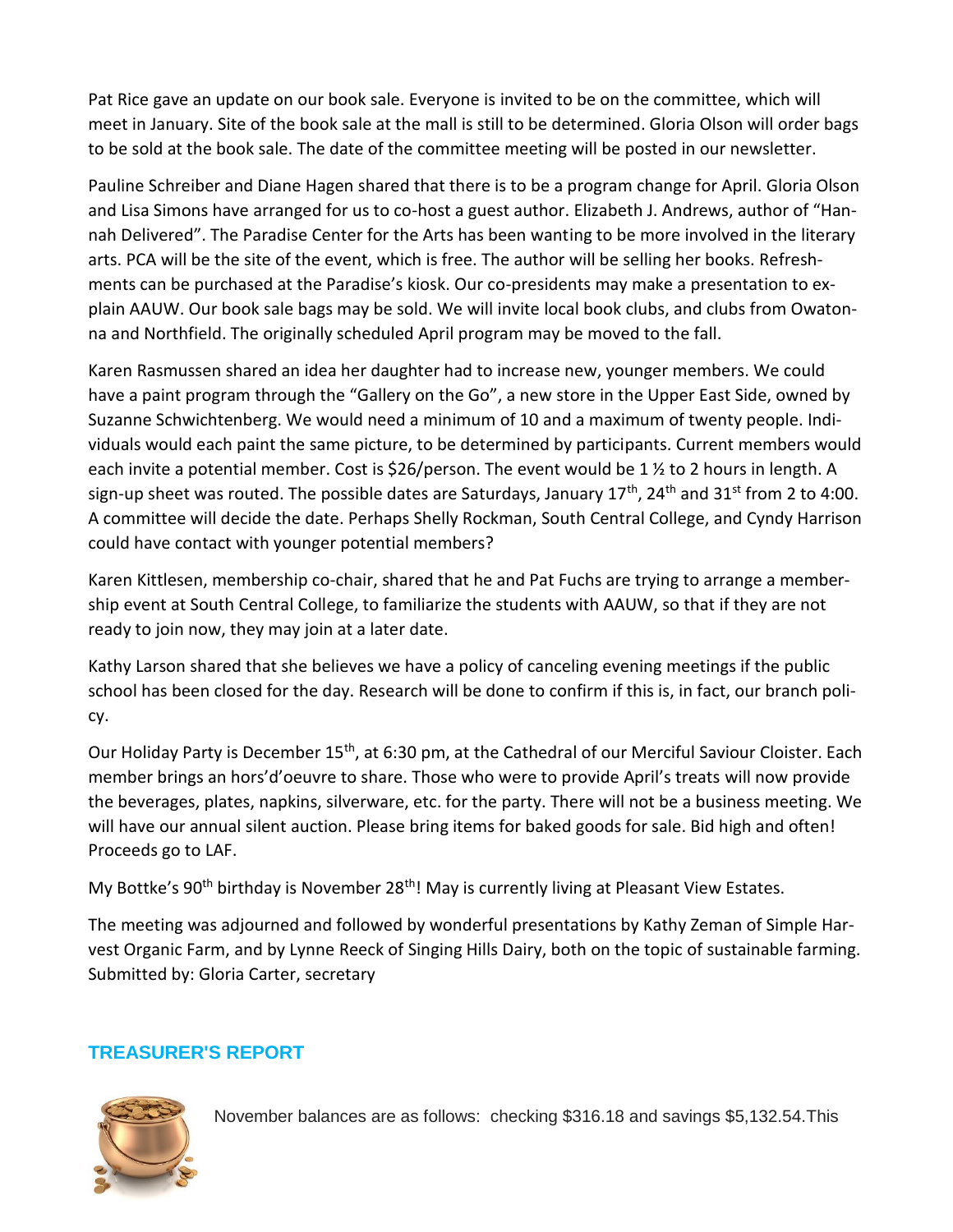Pat Rice gave an update on our book sale. Everyone is invited to be on the committee, which will meet in January. Site of the book sale at the mall is still to be determined. Gloria Olson will order bags to be sold at the book sale. The date of the committee meeting will be posted in our newsletter.

Pauline Schreiber and Diane Hagen shared that there is to be a program change for April. Gloria Olson and Lisa Simons have arranged for us to co-host a guest author. Elizabeth J. Andrews, author of "Hannah Delivered". The Paradise Center for the Arts has been wanting to be more involved in the literary arts. PCA will be the site of the event, which is free. The author will be selling her books. Refreshments can be purchased at the Paradise's kiosk. Our co-presidents may make a presentation to explain AAUW. Our book sale bags may be sold. We will invite local book clubs, and clubs from Owatonna and Northfield. The originally scheduled April program may be moved to the fall.

Karen Rasmussen shared an idea her daughter had to increase new, younger members. We could have a paint program through the "Gallery on the Go", a new store in the Upper East Side, owned by Suzanne Schwichtenberg. We would need a minimum of 10 and a maximum of twenty people. Individuals would each paint the same picture, to be determined by participants. Current members would each invite a potential member. Cost is $26/person. The event would be 1 ½ to 2 hours in length. A sign-up sheet was routed. The possible dates are Saturdays, January 17th, 24th and 31st from 2 to 4:00. A committee will decide the date. Perhaps Shelly Rockman, South Central College, and Cyndy Harrison could have contact with younger potential members?

Karen Kittlesen, membership co-chair, shared that he and Pat Fuchs are trying to arrange a membership event at South Central College, to familiarize the students with AAUW, so that if they are not ready to join now, they may join at a later date.

Kathy Larson shared that she believes we have a policy of canceling evening meetings if the public school has been closed for the day. Research will be done to confirm if this is, in fact, our branch policy.

Our Holiday Party is December 15th, at 6:30 pm, at the Cathedral of our Merciful Saviour Cloister. Each member brings an hors'd'oeuvre to share. Those who were to provide April's treats will now provide the beverages, plates, napkins, silverware, etc. for the party. There will not be a business meeting. We will have our annual silent auction. Please bring items for baked goods for sale. Bid high and often! Proceeds go to LAF.

My Bottke's 90th birthday is November 28th! May is currently living at Pleasant View Estates.

The meeting was adjourned and followed by wonderful presentations by Kathy Zeman of Simple Harvest Organic Farm, and by Lynne Reeck of Singing Hills Dairy, both on the topic of sustainable farming.
Submitted by: Gloria Carter, secretary

## TREASURER'S REPORT

November balances are as follows: checking $316.18 and savings $5,132.54.This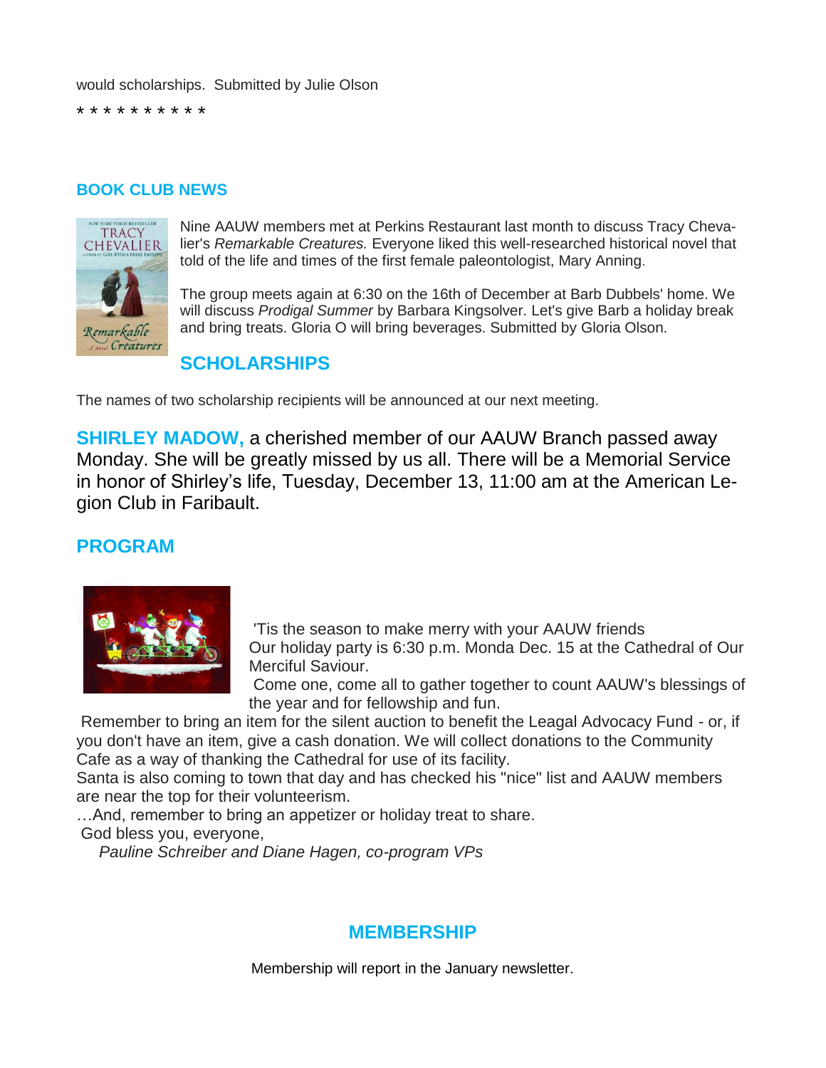would scholarships.  Submitted by Julie Olson

* * * * * * * * * *

## BOOK CLUB NEWS

Nine AAUW members met at Perkins Restaurant last month to discuss Tracy Chevalier's *Remarkable Creatures.* Everyone liked this well-researched historical novel that told of the life and times of the first female paleontologist, Mary Anning.

The group meets again at 6:30 on the 16th of December at Barb Dubbels' home. We will discuss *Prodigal Summer* by Barbara Kingsolver. Let's give Barb a holiday break and bring treats. Gloria O will bring beverages. Submitted by Gloria Olson.

## SCHOLARSHIPS

The names of two scholarship recipients will be announced at our next meeting.

**SHIRLEY MADOW,** a cherished member of our AAUW Branch passed away Monday. She will be greatly missed by us all. There will be a Memorial Service in honor of Shirley's life, Tuesday, December 13, 11:00 am at the American Legion Club in Faribault.

## PROGRAM

'Tis the season to make merry with your AAUW friends
Our holiday party is 6:30 p.m. Monda Dec. 15 at the Cathedral of Our Merciful Saviour.
Come one, come all to gather together to count AAUW's blessings of the year and for fellowship and fun.
Remember to bring an item for the silent auction to benefit the Leagal Advocacy Fund - or, if you don't have an item, give a cash donation. We will collect donations to the Community Cafe as a way of thanking the Cathedral for use of its facility.
Santa is also coming to town that day and has checked his "nice" list and AAUW members are near the top for their volunteerism.
…And, remember to bring an appetizer or holiday treat to share.
God bless you, everyone,
*Pauline Schreiber and Diane Hagen, co-program VPs*

## MEMBERSHIP

Membership will report in the January newsletter.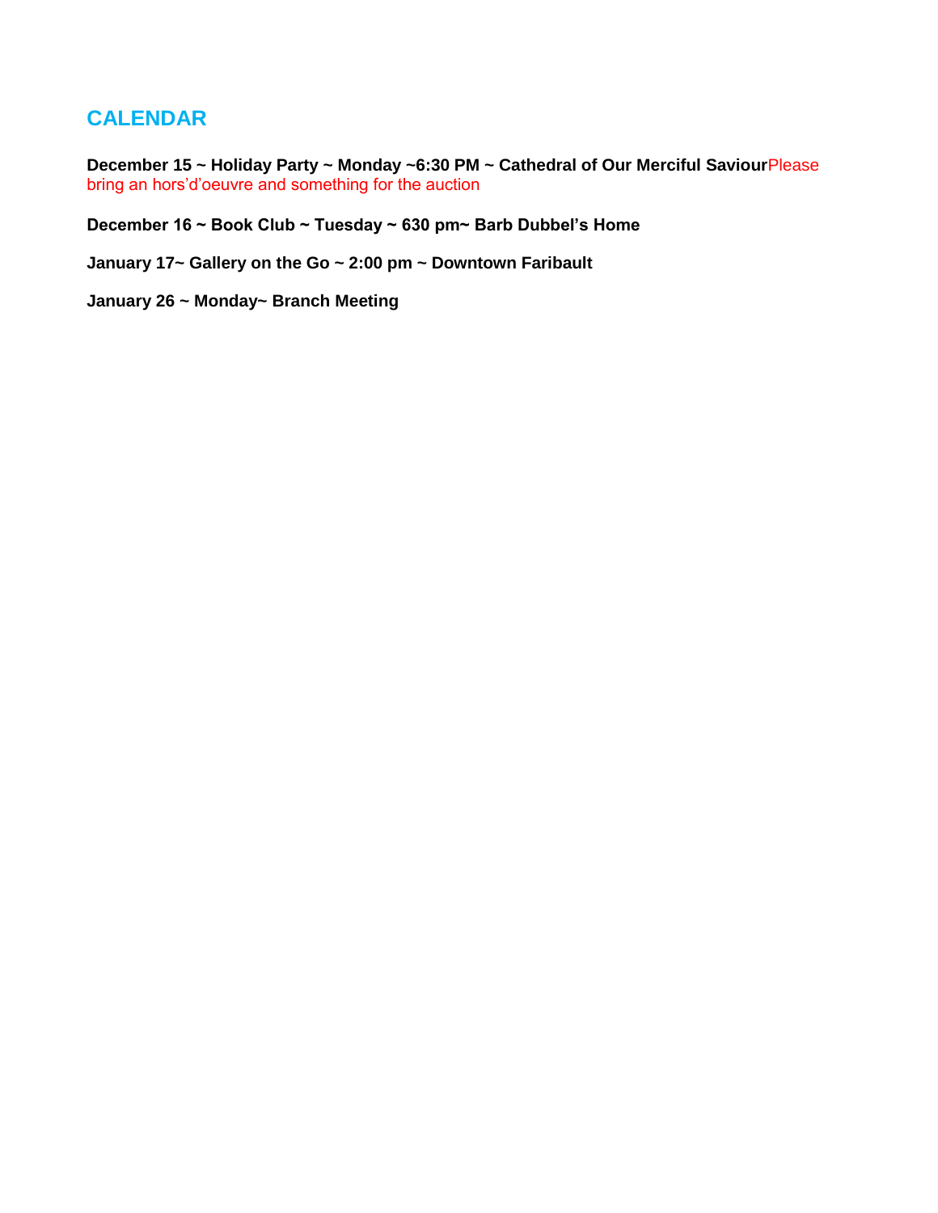## CALENDAR

**December 15 ~ Holiday Party ~ Monday ~6:30 PM ~ Cathedral of Our Merciful Saviour**Please bring an hors'd'oeuvre and something for the auction

**December 16 ~ Book Club ~ Tuesday ~ 630 pm~ Barb Dubbel's Home**

**January 17~ Gallery on the Go ~ 2:00 pm ~ Downtown Faribault**

**January 26 ~ Monday~ Branch Meeting**